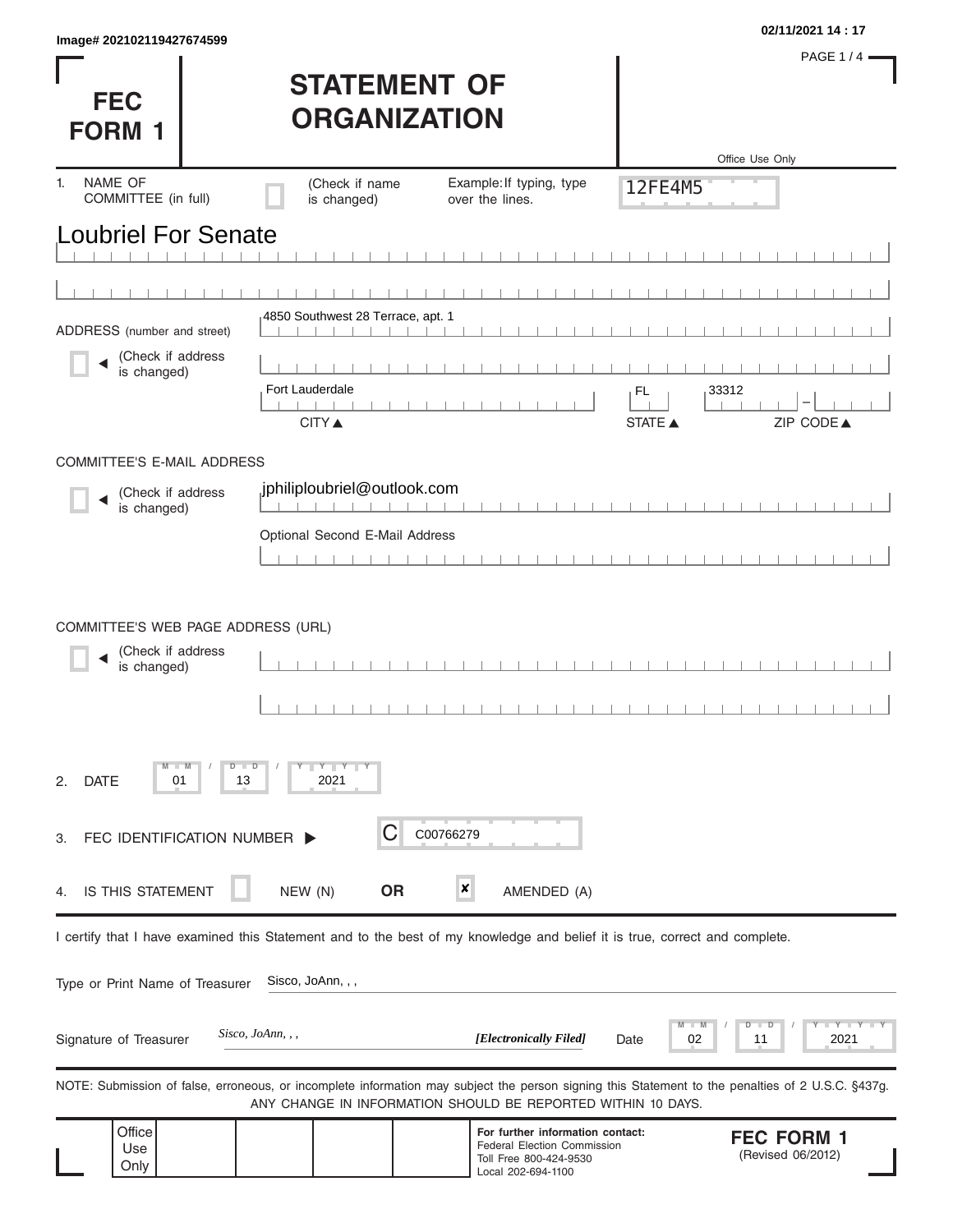Image# 202102119427674599

02/11/2021 14 : 17

# FEC FORM 1

# STATEMENT OF ORGANIZATION

Office Use Only

12FE4M5

1. NAME OF COMMITTEE (in full) (Check if name is changed) Example: If typing, type over the lines.

Loubriel For Senate

ADDRESS (number and street) (Check if address is changed)

4850 Southwest 28 Terrace, apt. 1

Fort Lauderdale FL 33312

CITY ▲ STATE ▲ ZIP CODE ▲

COMMITTEE'S E-MAIL ADDRESS (Check if address is changed)

jphiliploubriel@outlook.com

Optional Second E-Mail Address

COMMITTEE'S WEB PAGE ADDRESS (URL) (Check if address is changed)

2. DATE 01 / 13 / 2021

3. FEC IDENTIFICATION NUMBER ▶ C C00766279

4. IS THIS STATEMENT ☐ NEW (N) **OR** ☒ AMENDED (A)

I certify that I have examined this Statement and to the best of my knowledge and belief it is true, correct and complete.

Type or Print Name of Treasurer Sisco, JoAnn, , ,

Signature of Treasurer *Sisco, JoAnn, , ,* ***[Electronically Filed]*** Date 02 / 11 / 2021

NOTE: Submission of false, erroneous, or incomplete information may subject the person signing this Statement to the penalties of 2 U.S.C. §437g.
ANY CHANGE IN INFORMATION SHOULD BE REPORTED WITHIN 10 DAYS.

Office Use Only

**For further information contact:**
Federal Election Commission
Toll Free 800-424-9530
Local 202-694-1100

**FEC FORM 1**
(Revised 06/2012)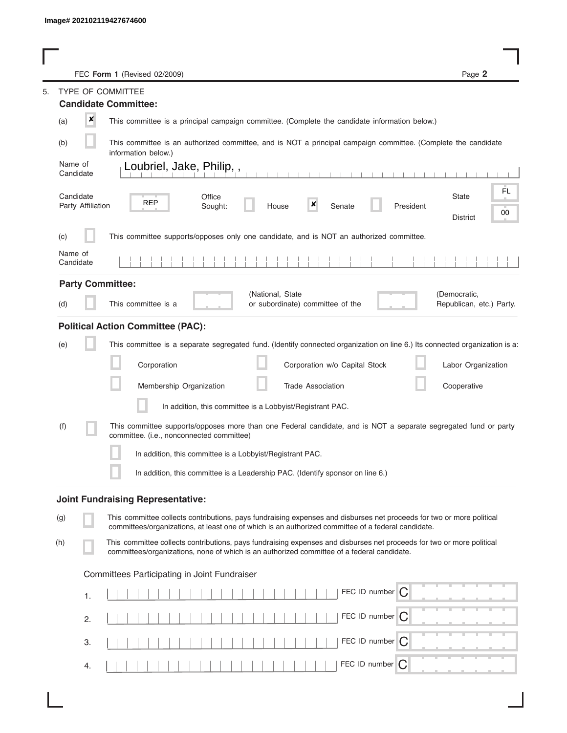Image# 202102119427674600

FEC **Form 1** (Revised 02/2009)

## 5. TYPE OF COMMITTEE

### Candidate Committee:

(a) [x] This committee is a principal campaign committee. (Complete the candidate information below.)

(b) [ ] This committee is an authorized committee, and is NOT a principal campaign committee. (Complete the candidate information below.)

Name of Candidate: Loubriel, Jake, Philip, ,

Candidate Party Affiliation: REP

Office Sought: [ ] House [x] Senate [ ] President

State: FL

District: 00

(c) [ ] This committee supports/opposes only one candidate, and is NOT an authorized committee.

Name of Candidate:

### Party Committee:

(d) [ ] This committee is a ______ (National, State or subordinate) committee of the ______ (Democratic, Republican, etc.) Party.

### Political Action Committee (PAC):

(e) [ ] This committee is a separate segregated fund. (Identify connected organization on line 6.) Its connected organization is a:

- [ ] Corporation
- [ ] Corporation w/o Capital Stock
- [ ] Labor Organization
- [ ] Membership Organization
- [ ] Trade Association
- [ ] Cooperative

[ ] In addition, this committee is a Lobbyist/Registrant PAC.

(f) [ ] This committee supports/opposes more than one Federal candidate, and is NOT a separate segregated fund or party committee. (i.e., nonconnected committee)

[ ] In addition, this committee is a Lobbyist/Registrant PAC.

[ ] In addition, this committee is a Leadership PAC. (Identify sponsor on line 6.)

### Joint Fundraising Representative:

(g) [ ] This committee collects contributions, pays fundraising expenses and disburses net proceeds for two or more political committees/organizations, at least one of which is an authorized committee of a federal candidate.

(h) [ ] This committee collects contributions, pays fundraising expenses and disburses net proceeds for two or more political committees/organizations, none of which is an authorized committee of a federal candidate.

Committees Participating in Joint Fundraiser

| | Committee | FEC ID number |
|---|---|---|
| 1. | | C |
| 2. | | C |
| 3. | | C |
| 4. | | C |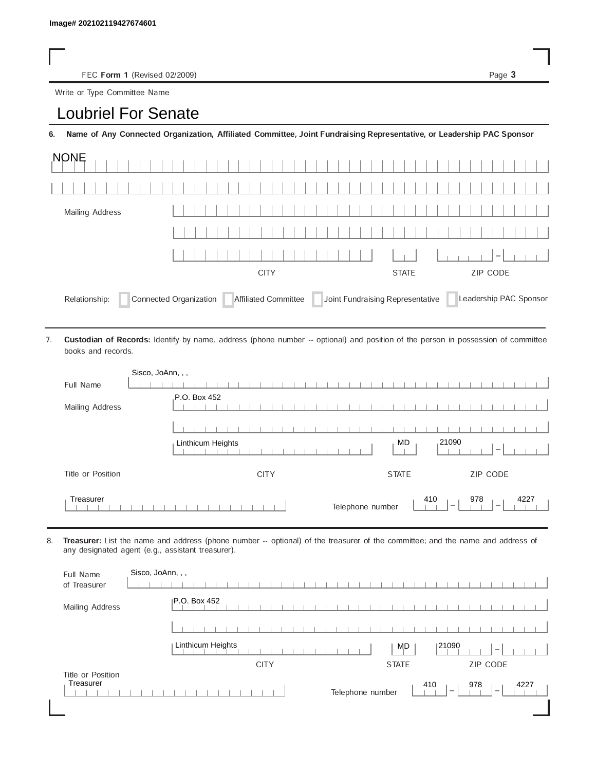Image# 202102119427674601

FEC **Form 1** (Revised 02/2009)

Write or Type Committee Name

# Loubriel For Senate

**6. Name of Any Connected Organization, Affiliated Committee, Joint Fundraising Representative, or Leadership PAC Sponsor**

NONE

Mailing Address

CITY STATE ZIP CODE

Relationship: Connected Organization  Affiliated Committee  Joint Fundraising Representative  Leadership PAC Sponsor

7. **Custodian of Records:** Identify by name, address (phone number -- optional) and position of the person in possession of committee books and records.

Full Name: Sisco, JoAnn, , ,

Mailing Address: P.O. Box 452

Linthicum Heights | MD | 21090

CITY STATE ZIP CODE

Title or Position: Treasurer

Telephone number: 410 – 978 – 4227

8. **Treasurer:** List the name and address (phone number -- optional) of the treasurer of the committee; and the name and address of any designated agent (e.g., assistant treasurer).

Full Name of Treasurer: Sisco, JoAnn, , ,

Mailing Address: P.O. Box 452

Linthicum Heights | MD | 21090

CITY STATE ZIP CODE

Title or Position: Treasurer

Telephone number: 410 – 978 – 4227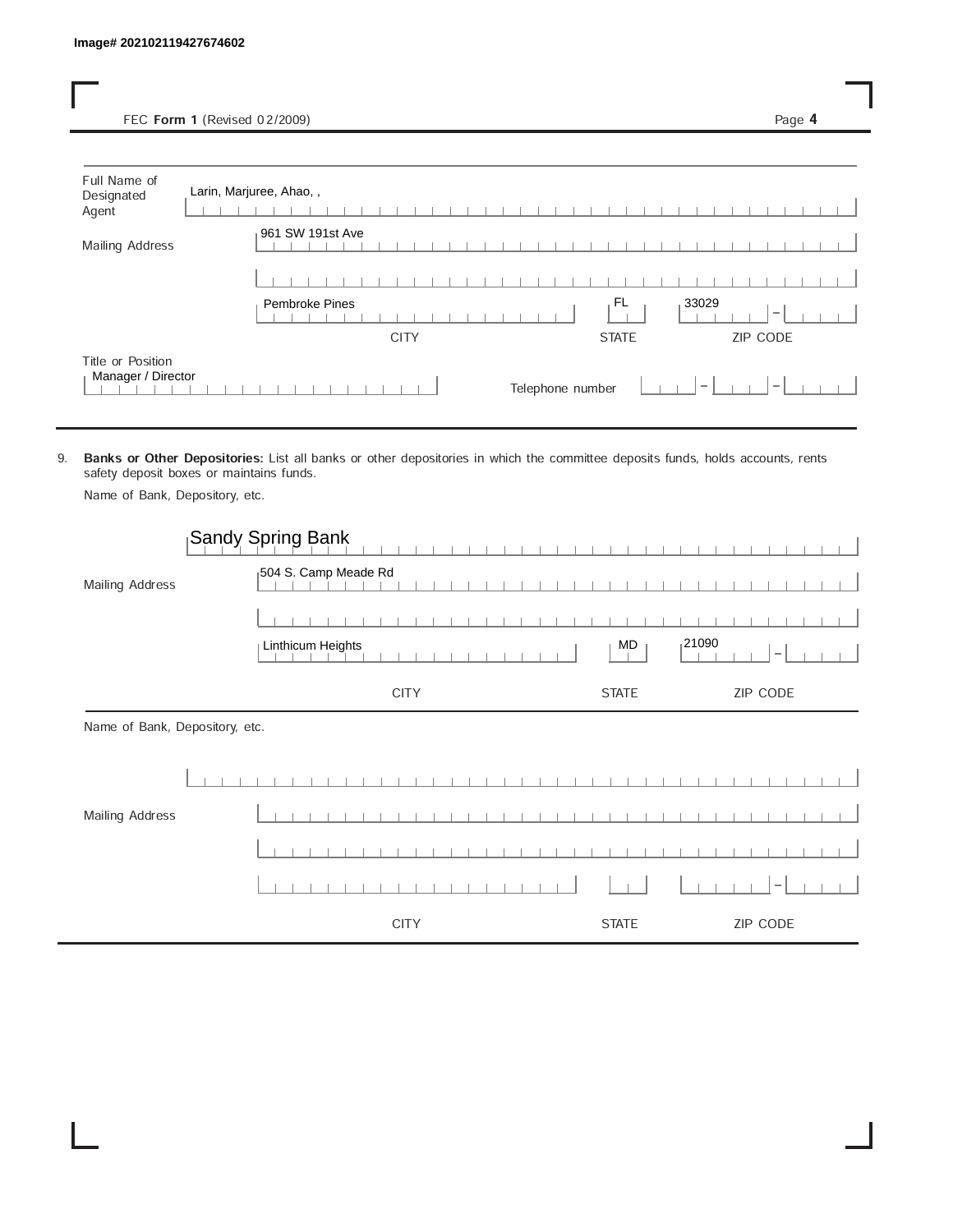Image# 202102119427674602

FEC **Form 1** (Revised 02/2009)

Full Name of Designated Agent: Larin, Marjuree, Ahao, ,

Mailing Address: 961 SW 191st Ave

Pembroke Pines | FL | 33029 -

CITY | STATE | ZIP CODE

Title or Position: Manager / Director

Telephone number: - -

9. **Banks or Other Depositories:** List all banks or other depositories in which the committee deposits funds, holds accounts, rents safety deposit boxes or maintains funds.

Name of Bank, Depository, etc.

Sandy Spring Bank

Mailing Address: 504 S. Camp Meade Rd

Linthicum Heights | MD | 21090 -

CITY | STATE | ZIP CODE

Name of Bank, Depository, etc.

Mailing Address

CITY | STATE | ZIP CODE